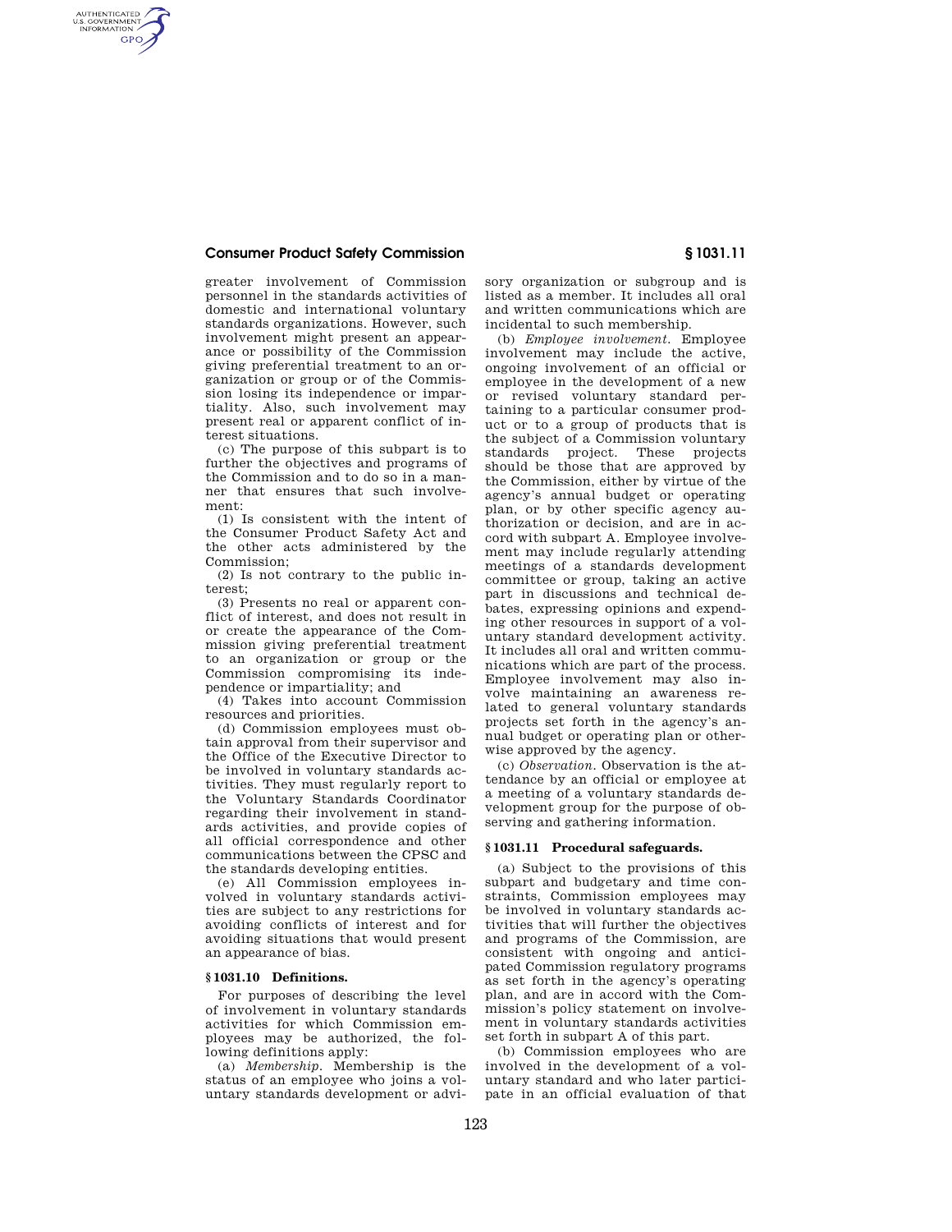greater involvement of Commission personnel in the standards activities of domestic and international voluntary standards organizations. However, such involvement might present an appearance or possibility of the Commission giving preferential treatment to an organization or group or of the Commission losing its independence or impartiality. Also, such involvement may present real or apparent conflict of interest situations.

(c) The purpose of this subpart is to further the objectives and programs of the Commission and to do so in a manner that ensures that such involvement:

(1) Is consistent with the intent of the Consumer Product Safety Act and the other acts administered by the Commission;

(2) Is not contrary to the public interest;

(3) Presents no real or apparent conflict of interest, and does not result in or create the appearance of the Commission giving preferential treatment to an organization or group or the Commission compromising its independence or impartiality; and

(4) Takes into account Commission resources and priorities.

(d) Commission employees must obtain approval from their supervisor and the Office of the Executive Director to be involved in voluntary standards activities. They must regularly report to the Voluntary Standards Coordinator regarding their involvement in standards activities, and provide copies of all official correspondence and other communications between the CPSC and the standards developing entities.

(e) All Commission employees involved in voluntary standards activities are subject to any restrictions for avoiding conflicts of interest and for avoiding situations that would present an appearance of bias.

## § 1031.10 Definitions.

For purposes of describing the level of involvement in voluntary standards activities for which Commission employees may be authorized, the following definitions apply:

(a) *Membership.* Membership is the status of an employee who joins a voluntary standards development or advisory organization or subgroup and is listed as a member. It includes all oral and written communications which are incidental to such membership.

(b) *Employee involvement.* Employee involvement may include the active, ongoing involvement of an official or employee in the development of a new or revised voluntary standard pertaining to a particular consumer product or to a group of products that is the subject of a Commission voluntary standards project. These projects should be those that are approved by the Commission, either by virtue of the agency's annual budget or operating plan, or by other specific agency authorization or decision, and are in accord with subpart A. Employee involvement may include regularly attending meetings of a standards development committee or group, taking an active part in discussions and technical debates, expressing opinions and expending other resources in support of a voluntary standard development activity. It includes all oral and written communications which are part of the process. Employee involvement may also involve maintaining an awareness related to general voluntary standards projects set forth in the agency's annual budget or operating plan or otherwise approved by the agency.

(c) *Observation.* Observation is the attendance by an official or employee at a meeting of a voluntary standards development group for the purpose of observing and gathering information.

## § 1031.11 Procedural safeguards.

(a) Subject to the provisions of this subpart and budgetary and time constraints, Commission employees may be involved in voluntary standards activities that will further the objectives and programs of the Commission, are consistent with ongoing and anticipated Commission regulatory programs as set forth in the agency's operating plan, and are in accord with the Commission's policy statement on involvement in voluntary standards activities set forth in subpart A of this part.

(b) Commission employees who are involved in the development of a voluntary standard and who later participate in an official evaluation of that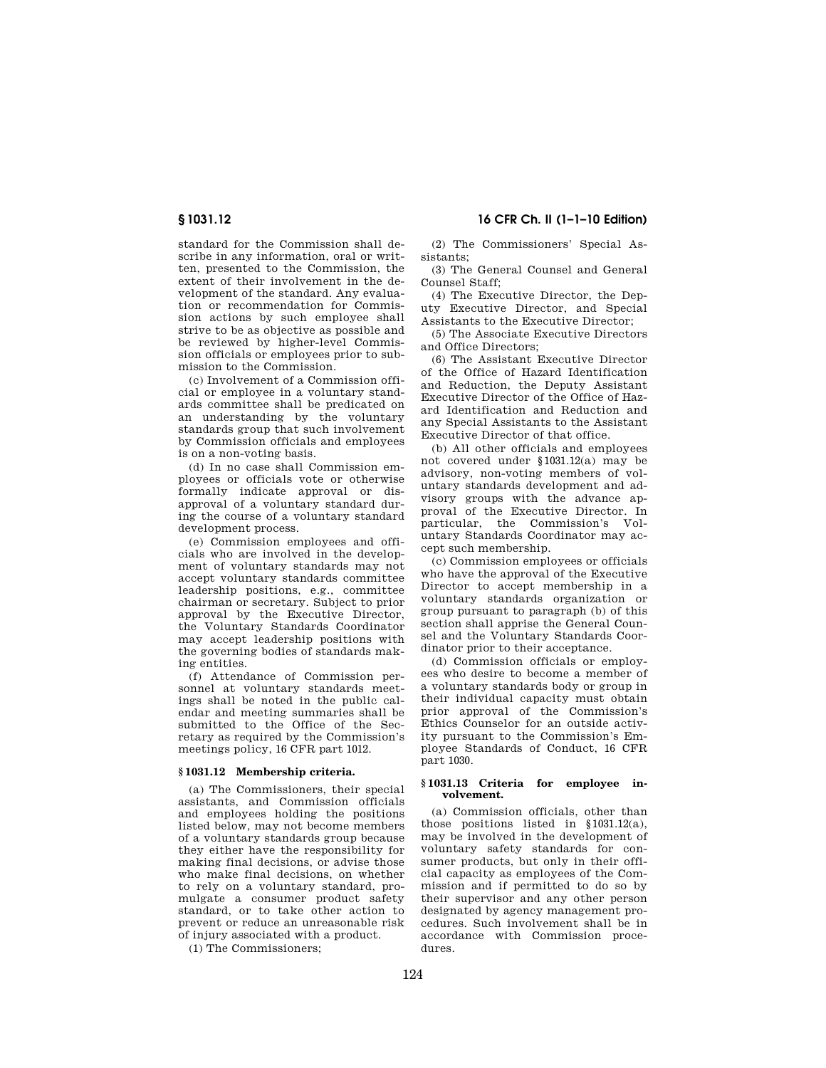standard for the Commission shall describe in any information, oral or written, presented to the Commission, the extent of their involvement in the development of the standard. Any evaluation or recommendation for Commission actions by such employee shall strive to be as objective as possible and be reviewed by higher-level Commission officials or employees prior to submission to the Commission.

(c) Involvement of a Commission official or employee in a voluntary standards committee shall be predicated on an understanding by the voluntary standards group that such involvement by Commission officials and employees is on a non-voting basis.

(d) In no case shall Commission employees or officials vote or otherwise formally indicate approval or disapproval of a voluntary standard during the course of a voluntary standard development process.

(e) Commission employees and officials who are involved in the development of voluntary standards may not accept voluntary standards committee leadership positions, e.g., committee chairman or secretary. Subject to prior approval by the Executive Director, the Voluntary Standards Coordinator may accept leadership positions with the governing bodies of standards making entities.

(f) Attendance of Commission personnel at voluntary standards meetings shall be noted in the public calendar and meeting summaries shall be submitted to the Office of the Secretary as required by the Commission's meetings policy, 16 CFR part 1012.

## § 1031.12 Membership criteria.

(a) The Commissioners, their special assistants, and Commission officials and employees holding the positions listed below, may not become members of a voluntary standards group because they either have the responsibility for making final decisions, or advise those who make final decisions, on whether to rely on a voluntary standard, promulgate a consumer product safety standard, or to take other action to prevent or reduce an unreasonable risk of injury associated with a product.

(1) The Commissioners;

(2) The Commissioners' Special Assistants;

(3) The General Counsel and General Counsel Staff;

(4) The Executive Director, the Deputy Executive Director, and Special Assistants to the Executive Director;

(5) The Associate Executive Directors and Office Directors;

(6) The Assistant Executive Director of the Office of Hazard Identification and Reduction, the Deputy Assistant Executive Director of the Office of Hazard Identification and Reduction and any Special Assistants to the Assistant Executive Director of that office.

(b) All other officials and employees not covered under §1031.12(a) may be advisory, non-voting members of voluntary standards development and advisory groups with the advance approval of the Executive Director. In particular, the Commission's Voluntary Standards Coordinator may accept such membership.

(c) Commission employees or officials who have the approval of the Executive Director to accept membership in a voluntary standards organization or group pursuant to paragraph (b) of this section shall apprise the General Counsel and the Voluntary Standards Coordinator prior to their acceptance.

(d) Commission officials or employees who desire to become a member of a voluntary standards body or group in their individual capacity must obtain prior approval of the Commission's Ethics Counselor for an outside activity pursuant to the Commission's Employee Standards of Conduct, 16 CFR part 1030.

## § 1031.13 Criteria for employee involvement.

(a) Commission officials, other than those positions listed in §1031.12(a), may be involved in the development of voluntary safety standards for consumer products, but only in their official capacity as employees of the Commission and if permitted to do so by their supervisor and any other person designated by agency management procedures. Such involvement shall be in accordance with Commission procedures.